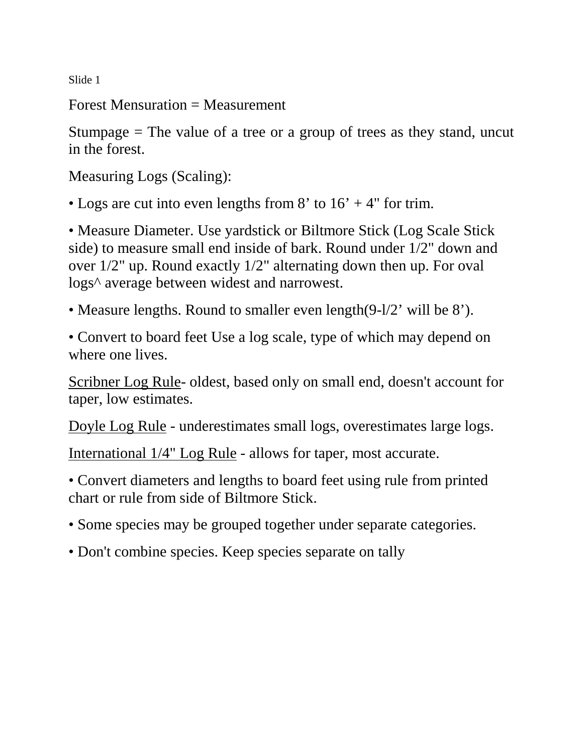Slide 1

Forest Mensuration = Measurement

Stumpage = The value of a tree or a group of trees as they stand, uncut in the forest.

Measuring Logs (Scaling):

- Logs are cut into even lengths from 8’ to 16’ + 4" for trim.

- Measure Diameter. Use yardstick or Biltmore Stick (Log Scale Stick side) to measure small end inside of bark. Round under 1/2" down and over 1/2" up. Round exactly 1/2" alternating down then up. For oval logs^ average between widest and narrowest.

- Measure lengths. Round to smaller even length(9-l/2’ will be 8’).

- Convert to board feet Use a log scale, type of which may depend on where one lives.

<u>Scribner Log Rule</u>- oldest, based only on small end, doesn't account for taper, low estimates.

<u>Doyle Log Rule</u> - underestimates small logs, overestimates large logs.

<u>International 1/4" Log Rule</u> - allows for taper, most accurate.

- Convert diameters and lengths to board feet using rule from printed chart or rule from side of Biltmore Stick.

- Some species may be grouped together under separate categories.

- Don't combine species. Keep species separate on tally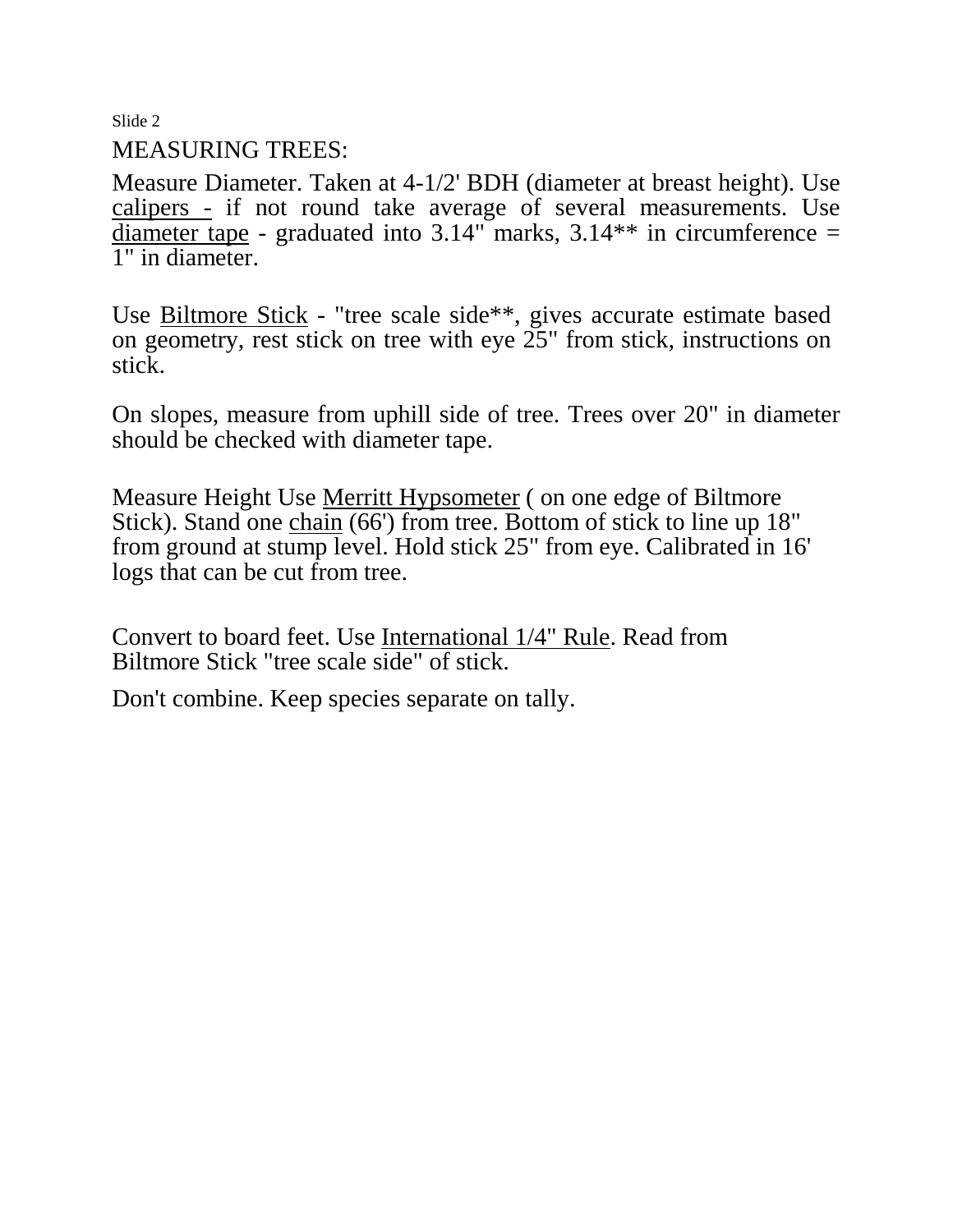Slide 2

MEASURING TREES:

Measure Diameter. Taken at 4-1/2' BDH (diameter at breast height). Use calipers - if not round take average of several measurements. Use diameter tape - graduated into 3.14" marks, 3.14** in circumference = 1" in diameter.

Use Biltmore Stick - "tree scale side**, gives accurate estimate based on geometry, rest stick on tree with eye 25" from stick, instructions on stick.

On slopes, measure from uphill side of tree. Trees over 20" in diameter should be checked with diameter tape.

Measure Height Use Merritt Hypsometer ( on one edge of Biltmore Stick). Stand one chain (66') from tree. Bottom of stick to line up 18" from ground at stump level. Hold stick 25" from eye. Calibrated in 16' logs that can be cut from tree.

Convert to board feet. Use International 1/4" Rule. Read from Biltmore Stick "tree scale side" of stick.

Don't combine. Keep species separate on tally.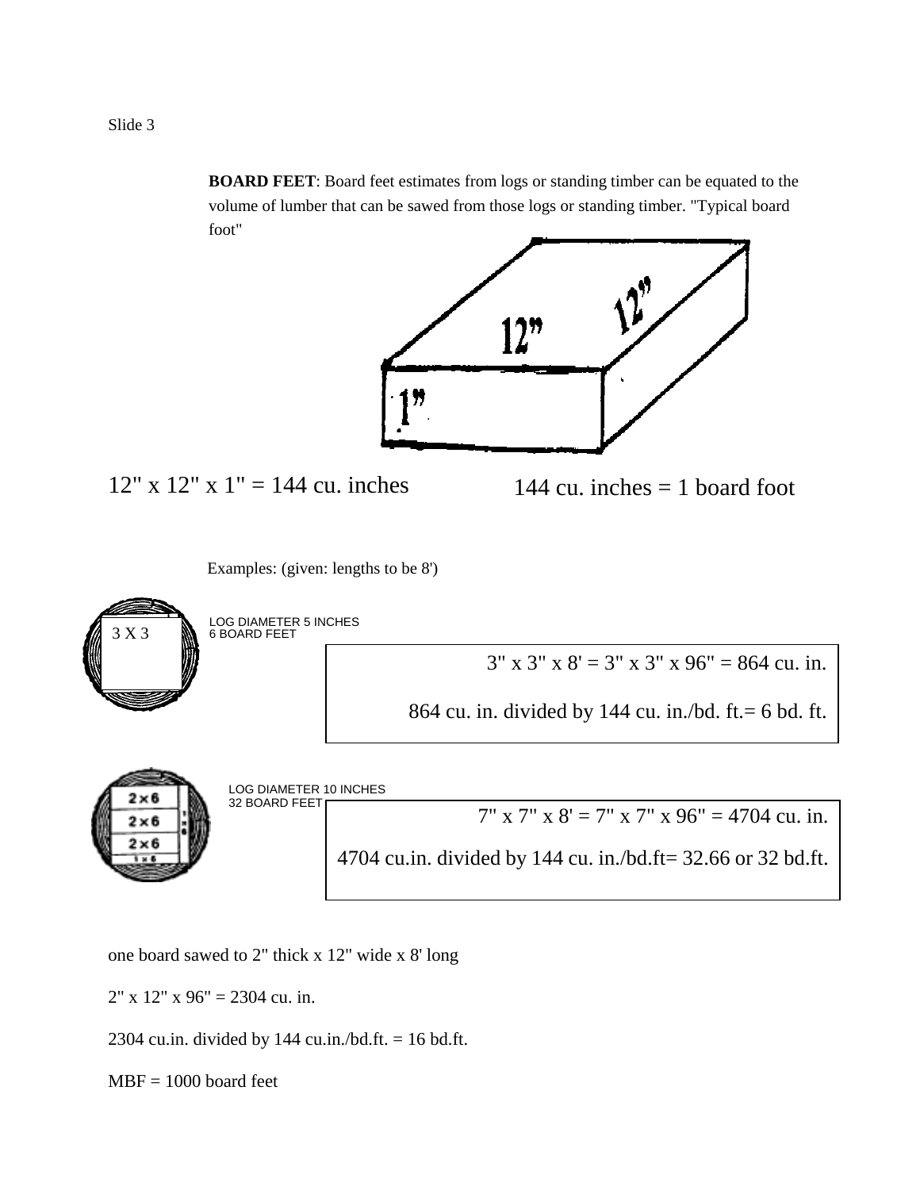Slide 3

**BOARD FEET**: Board feet estimates from logs or standing timber can be equated to the volume of lumber that can be sawed from those logs or standing timber. "Typical board foot"

12" x 12" x 1" = 144 cu. inches

144 cu. inches = 1 board foot

Examples: (given: lengths to be 8')

3 X 3

LOG DIAMETER 5 INCHES
6 BOARD FEET

3" x 3" x 8' = 3" x 3" x 96" = 864 cu. in.

864 cu. in. divided by 144 cu. in./bd. ft.= 6 bd. ft.

LOG DIAMETER 10 INCHES
32 BOARD FEET

7" x 7" x 8' = 7" x 7" x 96" = 4704 cu. in.

4704 cu.in. divided by 144 cu. in./bd.ft= 32.66 or 32 bd.ft.

one board sawed to 2" thick x 12" wide x 8' long

2" x 12" x 96" = 2304 cu. in.

2304 cu.in. divided by 144 cu.in./bd.ft. = 16 bd.ft.

MBF = 1000 board feet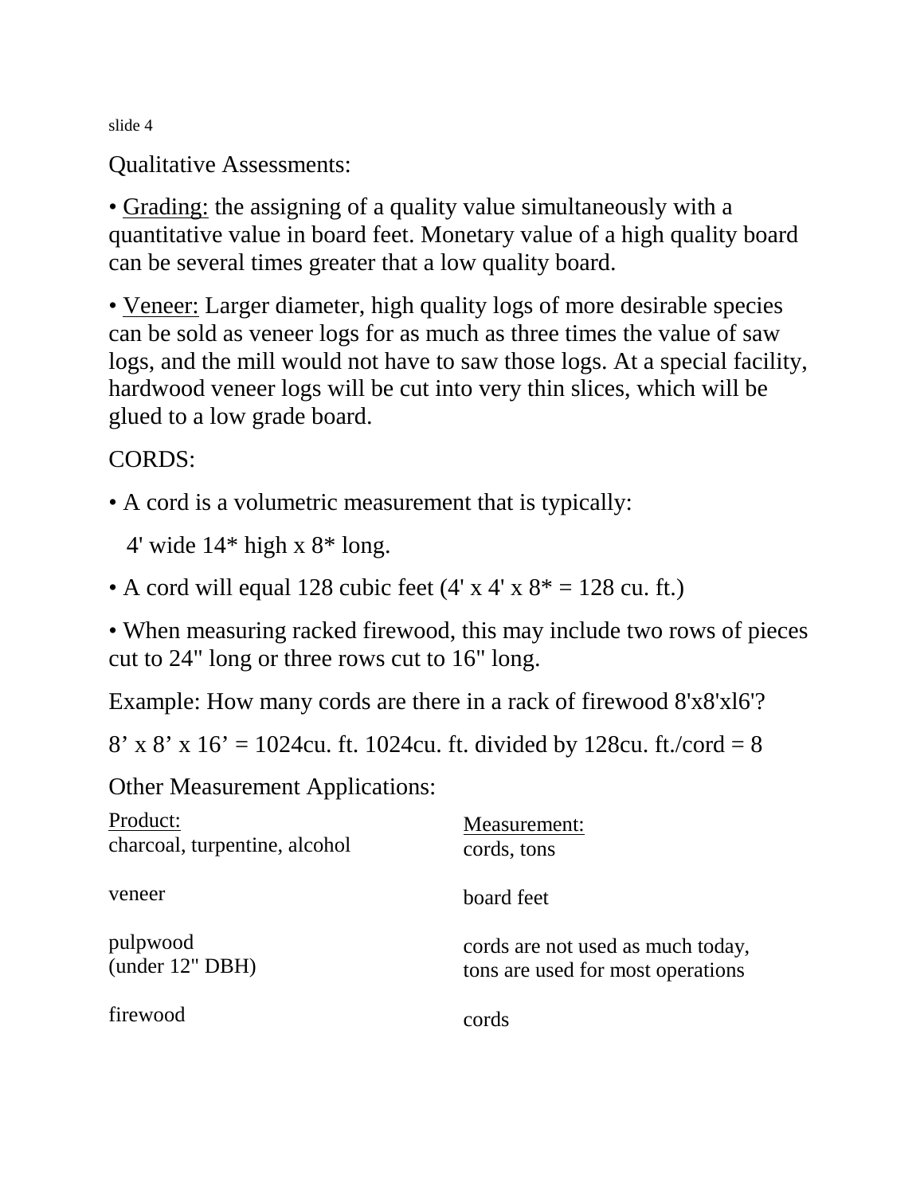slide 4

Qualitative Assessments:

• <u>Grading:</u> the assigning of a quality value simultaneously with a quantitative value in board feet. Monetary value of a high quality board can be several times greater that a low quality board.

• <u>Veneer:</u> Larger diameter, high quality logs of more desirable species can be sold as veneer logs for as much as three times the value of saw logs, and the mill would not have to saw those logs. At a special facility, hardwood veneer logs will be cut into very thin slices, which will be glued to a low grade board.

CORDS:

• A cord is a volumetric measurement that is typically:

4' wide 14* high x 8* long.

• A cord will equal 128 cubic feet (4' x 4' x 8* = 128 cu. ft.)

• When measuring racked firewood, this may include two rows of pieces cut to 24" long or three rows cut to 16" long.

Example: How many cords are there in a rack of firewood 8'x8'xl6'?

8’ x 8’ x 16’ = 1024cu. ft. 1024cu. ft. divided by 128cu. ft./cord = 8

Other Measurement Applications:

| Product: | Measurement: |
| --- | --- |
| charcoal, turpentine, alcohol | cords, tons |
| veneer | board feet |
| pulpwood (under 12" DBH) | cords are not used as much today, tons are used for most operations |
| firewood | cords |